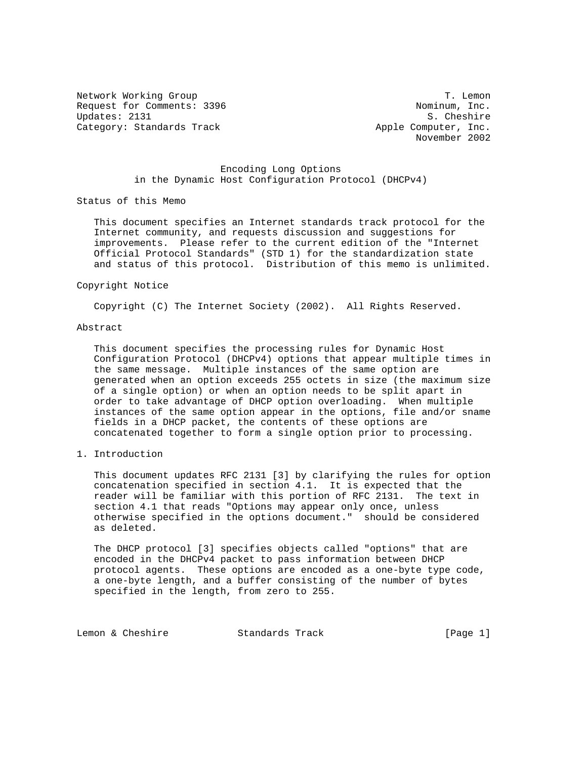Network Working Group T. Lemon
Request for Comments: 3396 Nominum, Inc.
Updates: 2131 S. Cheshire
Category: Standards Track Apple Computer, Inc.
November 2002

# Encoding Long Options in the Dynamic Host Configuration Protocol (DHCPv4)

## Status of this Memo

This document specifies an Internet standards track protocol for the Internet community, and requests discussion and suggestions for improvements. Please refer to the current edition of the "Internet Official Protocol Standards" (STD 1) for the standardization state and status of this protocol. Distribution of this memo is unlimited.

## Copyright Notice

Copyright (C) The Internet Society (2002). All Rights Reserved.

## Abstract

This document specifies the processing rules for Dynamic Host Configuration Protocol (DHCPv4) options that appear multiple times in the same message. Multiple instances of the same option are generated when an option exceeds 255 octets in size (the maximum size of a single option) or when an option needs to be split apart in order to take advantage of DHCP option overloading. When multiple instances of the same option appear in the options, file and/or sname fields in a DHCP packet, the contents of these options are concatenated together to form a single option prior to processing.

## 1. Introduction

This document updates RFC 2131 [3] by clarifying the rules for option concatenation specified in section 4.1. It is expected that the reader will be familiar with this portion of RFC 2131. The text in section 4.1 that reads "Options may appear only once, unless otherwise specified in the options document." should be considered as deleted.

The DHCP protocol [3] specifies objects called "options" that are encoded in the DHCPv4 packet to pass information between DHCP protocol agents. These options are encoded as a one-byte type code, a one-byte length, and a buffer consisting of the number of bytes specified in the length, from zero to 255.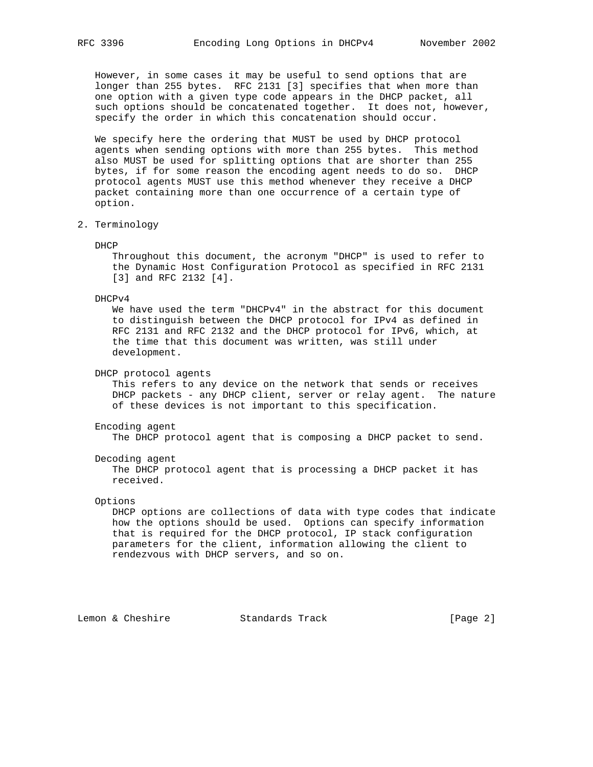However, in some cases it may be useful to send options that are longer than 255 bytes. RFC 2131 [3] specifies that when more than one option with a given type code appears in the DHCP packet, all such options should be concatenated together. It does not, however, specify the order in which this concatenation should occur.

We specify here the ordering that MUST be used by DHCP protocol agents when sending options with more than 255 bytes. This method also MUST be used for splitting options that are shorter than 255 bytes, if for some reason the encoding agent needs to do so. DHCP protocol agents MUST use this method whenever they receive a DHCP packet containing more than one occurrence of a certain type of option.

## 2. Terminology

DHCP

Throughout this document, the acronym "DHCP" is used to refer to the Dynamic Host Configuration Protocol as specified in RFC 2131 [3] and RFC 2132 [4].

DHCPv4

We have used the term "DHCPv4" in the abstract for this document to distinguish between the DHCP protocol for IPv4 as defined in RFC 2131 and RFC 2132 and the DHCP protocol for IPv6, which, at the time that this document was written, was still under development.

DHCP protocol agents

This refers to any device on the network that sends or receives DHCP packets - any DHCP client, server or relay agent. The nature of these devices is not important to this specification.

Encoding agent

The DHCP protocol agent that is composing a DHCP packet to send.

Decoding agent

The DHCP protocol agent that is processing a DHCP packet it has received.

Options

DHCP options are collections of data with type codes that indicate how the options should be used. Options can specify information that is required for the DHCP protocol, IP stack configuration parameters for the client, information allowing the client to rendezvous with DHCP servers, and so on.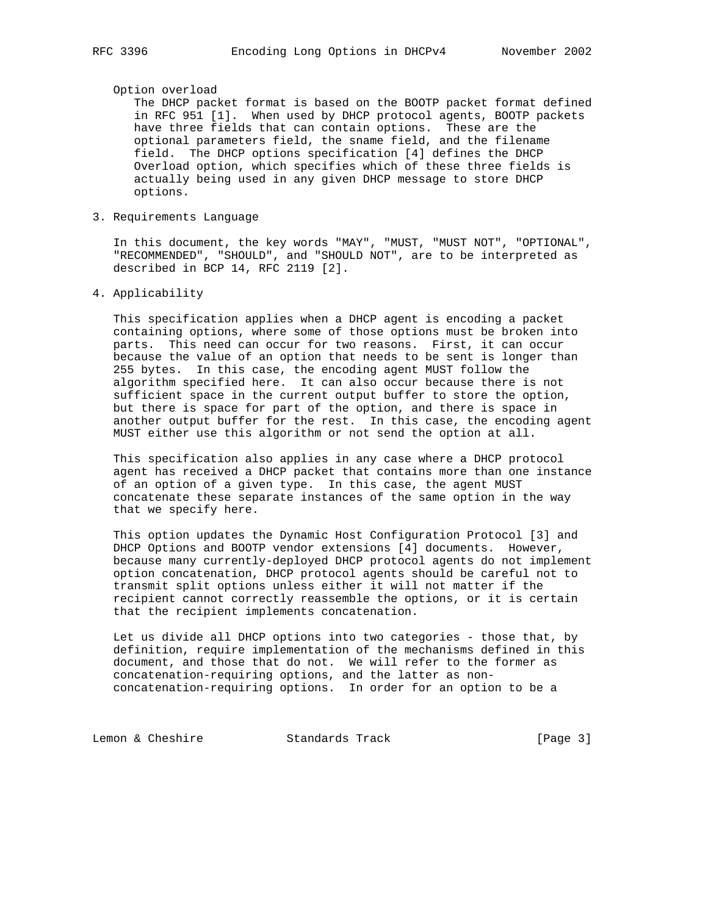Option overload

The DHCP packet format is based on the BOOTP packet format defined in RFC 951 [1]. When used by DHCP protocol agents, BOOTP packets have three fields that can contain options. These are the optional parameters field, the sname field, and the filename field. The DHCP options specification [4] defines the DHCP Overload option, which specifies which of these three fields is actually being used in any given DHCP message to store DHCP options.

## 3. Requirements Language

In this document, the key words "MAY", "MUST, "MUST NOT", "OPTIONAL", "RECOMMENDED", "SHOULD", and "SHOULD NOT", are to be interpreted as described in BCP 14, RFC 2119 [2].

## 4. Applicability

This specification applies when a DHCP agent is encoding a packet containing options, where some of those options must be broken into parts. This need can occur for two reasons. First, it can occur because the value of an option that needs to be sent is longer than 255 bytes. In this case, the encoding agent MUST follow the algorithm specified here. It can also occur because there is not sufficient space in the current output buffer to store the option, but there is space for part of the option, and there is space in another output buffer for the rest. In this case, the encoding agent MUST either use this algorithm or not send the option at all.

This specification also applies in any case where a DHCP protocol agent has received a DHCP packet that contains more than one instance of an option of a given type. In this case, the agent MUST concatenate these separate instances of the same option in the way that we specify here.

This option updates the Dynamic Host Configuration Protocol [3] and DHCP Options and BOOTP vendor extensions [4] documents. However, because many currently-deployed DHCP protocol agents do not implement option concatenation, DHCP protocol agents should be careful not to transmit split options unless either it will not matter if the recipient cannot correctly reassemble the options, or it is certain that the recipient implements concatenation.

Let us divide all DHCP options into two categories - those that, by definition, require implementation of the mechanisms defined in this document, and those that do not. We will refer to the former as concatenation-requiring options, and the latter as non-concatenation-requiring options. In order for an option to be a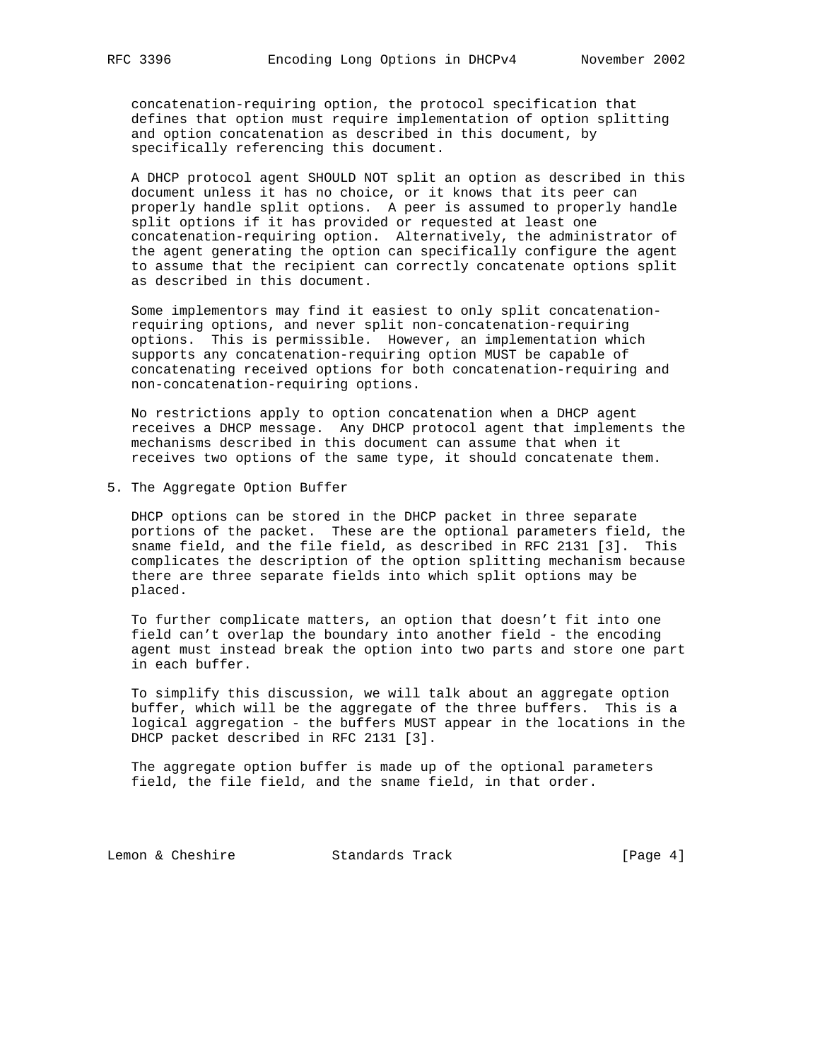concatenation-requiring option, the protocol specification that defines that option must require implementation of option splitting and option concatenation as described in this document, by specifically referencing this document.

A DHCP protocol agent SHOULD NOT split an option as described in this document unless it has no choice, or it knows that its peer can properly handle split options. A peer is assumed to properly handle split options if it has provided or requested at least one concatenation-requiring option. Alternatively, the administrator of the agent generating the option can specifically configure the agent to assume that the recipient can correctly concatenate options split as described in this document.

Some implementors may find it easiest to only split concatenation-requiring options, and never split non-concatenation-requiring options. This is permissible. However, an implementation which supports any concatenation-requiring option MUST be capable of concatenating received options for both concatenation-requiring and non-concatenation-requiring options.

No restrictions apply to option concatenation when a DHCP agent receives a DHCP message. Any DHCP protocol agent that implements the mechanisms described in this document can assume that when it receives two options of the same type, it should concatenate them.

## 5. The Aggregate Option Buffer

DHCP options can be stored in the DHCP packet in three separate portions of the packet. These are the optional parameters field, the sname field, and the file field, as described in RFC 2131 [3]. This complicates the description of the option splitting mechanism because there are three separate fields into which split options may be placed.

To further complicate matters, an option that doesn't fit into one field can't overlap the boundary into another field - the encoding agent must instead break the option into two parts and store one part in each buffer.

To simplify this discussion, we will talk about an aggregate option buffer, which will be the aggregate of the three buffers. This is a logical aggregation - the buffers MUST appear in the locations in the DHCP packet described in RFC 2131 [3].

The aggregate option buffer is made up of the optional parameters field, the file field, and the sname field, in that order.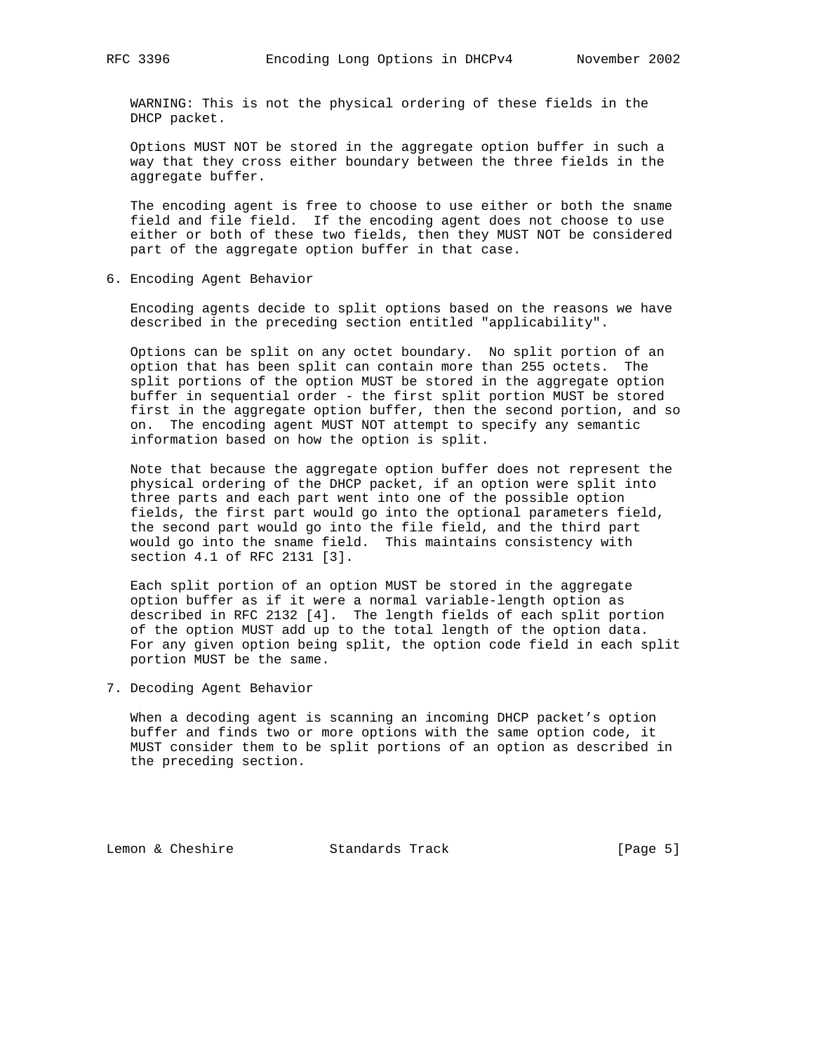WARNING: This is not the physical ordering of these fields in the DHCP packet.

Options MUST NOT be stored in the aggregate option buffer in such a way that they cross either boundary between the three fields in the aggregate buffer.

The encoding agent is free to choose to use either or both the sname field and file field. If the encoding agent does not choose to use either or both of these two fields, then they MUST NOT be considered part of the aggregate option buffer in that case.

## 6. Encoding Agent Behavior

Encoding agents decide to split options based on the reasons we have described in the preceding section entitled "applicability".

Options can be split on any octet boundary. No split portion of an option that has been split can contain more than 255 octets. The split portions of the option MUST be stored in the aggregate option buffer in sequential order - the first split portion MUST be stored first in the aggregate option buffer, then the second portion, and so on. The encoding agent MUST NOT attempt to specify any semantic information based on how the option is split.

Note that because the aggregate option buffer does not represent the physical ordering of the DHCP packet, if an option were split into three parts and each part went into one of the possible option fields, the first part would go into the optional parameters field, the second part would go into the file field, and the third part would go into the sname field. This maintains consistency with section 4.1 of RFC 2131 [3].

Each split portion of an option MUST be stored in the aggregate option buffer as if it were a normal variable-length option as described in RFC 2132 [4]. The length fields of each split portion of the option MUST add up to the total length of the option data. For any given option being split, the option code field in each split portion MUST be the same.

## 7. Decoding Agent Behavior

When a decoding agent is scanning an incoming DHCP packet's option buffer and finds two or more options with the same option code, it MUST consider them to be split portions of an option as described in the preceding section.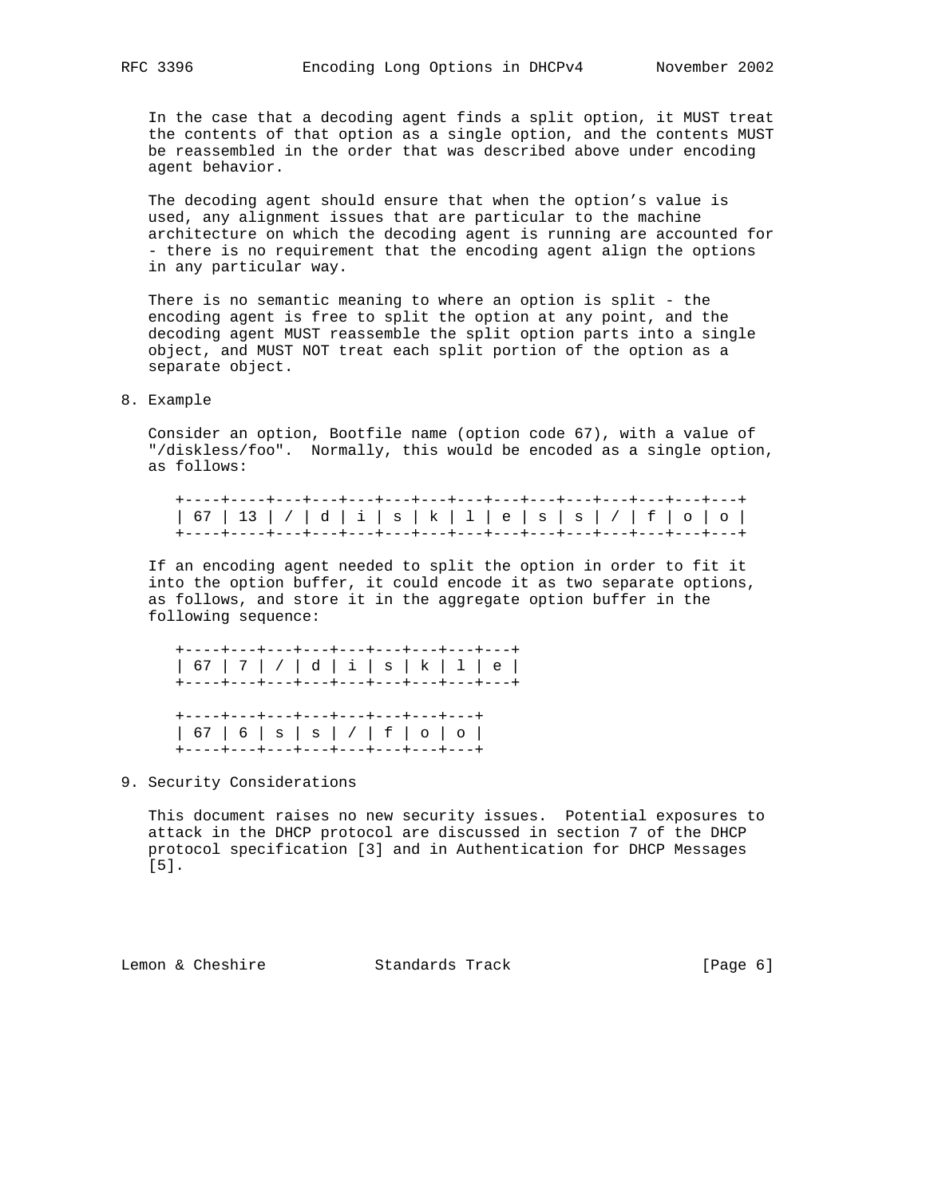In the case that a decoding agent finds a split option, it MUST treat the contents of that option as a single option, and the contents MUST be reassembled in the order that was described above under encoding agent behavior.

The decoding agent should ensure that when the option's value is used, any alignment issues that are particular to the machine architecture on which the decoding agent is running are accounted for - there is no requirement that the encoding agent align the options in any particular way.

There is no semantic meaning to where an option is split - the encoding agent is free to split the option at any point, and the decoding agent MUST reassemble the split option parts into a single object, and MUST NOT treat each split portion of the option as a separate object.

## 8. Example

Consider an option, Bootfile name (option code 67), with a value of "/diskless/foo". Normally, this would be encoded as a single option, as follows:

```
+----+----+---+---+---+---+---+---+---+---+---+---+---+---+---+
| 67 | 13 | / | d | i | s | k | l | e | s | s | / | f | o | o |
+----+----+---+---+---+---+---+---+---+---+---+---+---+---+---+
```

If an encoding agent needed to split the option in order to fit it into the option buffer, it could encode it as two separate options, as follows, and store it in the aggregate option buffer in the following sequence:

```
+----+---+---+---+---+---+---+---+---+
| 67 | 7 | / | d | i | s | k | l | e |
+----+---+---+---+---+---+---+---+---+

+----+---+---+---+---+---+---+---+
| 67 | 6 | s | s | / | f | o | o |
+----+---+---+---+---+---+---+---+
```

## 9. Security Considerations

This document raises no new security issues. Potential exposures to attack in the DHCP protocol are discussed in section 7 of the DHCP protocol specification [3] and in Authentication for DHCP Messages [5].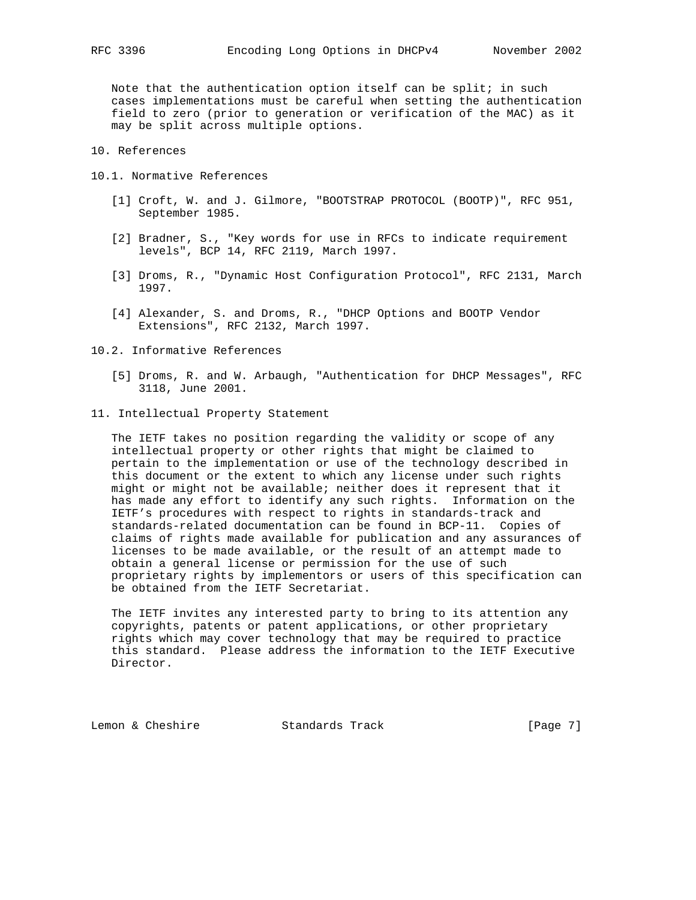Note that the authentication option itself can be split; in such cases implementations must be careful when setting the authentication field to zero (prior to generation or verification of the MAC) as it may be split across multiple options.

## 10. References

### 10.1. Normative References

[1] Croft, W. and J. Gilmore, "BOOTSTRAP PROTOCOL (BOOTP)", RFC 951, September 1985.

[2] Bradner, S., "Key words for use in RFCs to indicate requirement levels", BCP 14, RFC 2119, March 1997.

[3] Droms, R., "Dynamic Host Configuration Protocol", RFC 2131, March 1997.

[4] Alexander, S. and Droms, R., "DHCP Options and BOOTP Vendor Extensions", RFC 2132, March 1997.

### 10.2. Informative References

[5] Droms, R. and W. Arbaugh, "Authentication for DHCP Messages", RFC 3118, June 2001.

## 11. Intellectual Property Statement

The IETF takes no position regarding the validity or scope of any intellectual property or other rights that might be claimed to pertain to the implementation or use of the technology described in this document or the extent to which any license under such rights might or might not be available; neither does it represent that it has made any effort to identify any such rights. Information on the IETF's procedures with respect to rights in standards-track and standards-related documentation can be found in BCP-11. Copies of claims of rights made available for publication and any assurances of licenses to be made available, or the result of an attempt made to obtain a general license or permission for the use of such proprietary rights by implementors or users of this specification can be obtained from the IETF Secretariat.

The IETF invites any interested party to bring to its attention any copyrights, patents or patent applications, or other proprietary rights which may cover technology that may be required to practice this standard. Please address the information to the IETF Executive Director.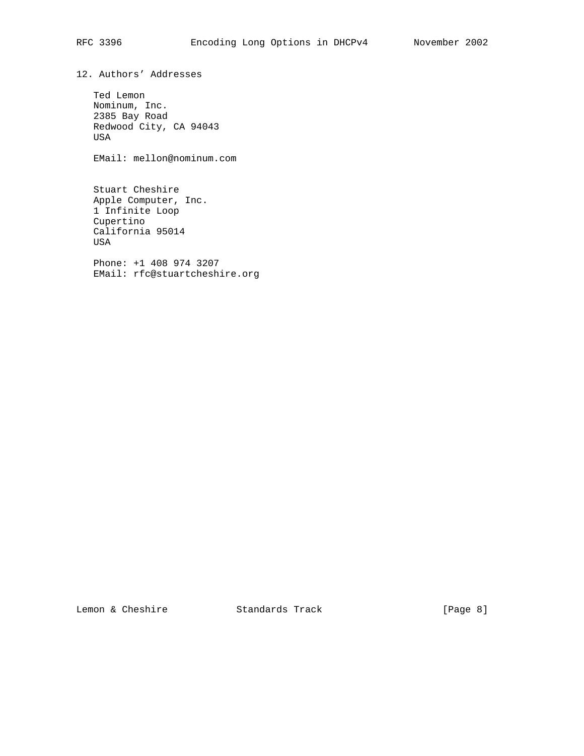## 12. Authors' Addresses

Ted Lemon
Nominum, Inc.
2385 Bay Road
Redwood City, CA 94043
USA

EMail: mellon@nominum.com

Stuart Cheshire
Apple Computer, Inc.
1 Infinite Loop
Cupertino
California 95014
USA

Phone: +1 408 974 3207
EMail: rfc@stuartcheshire.org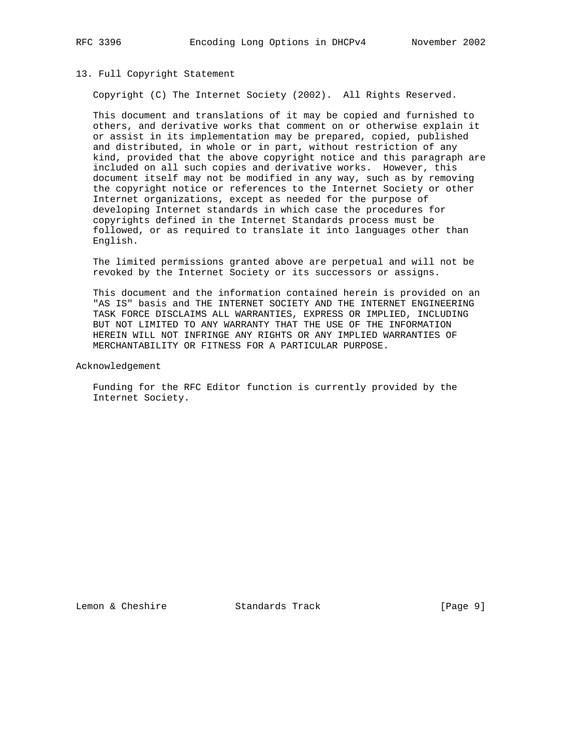## 13. Full Copyright Statement

Copyright (C) The Internet Society (2002). All Rights Reserved.

This document and translations of it may be copied and furnished to others, and derivative works that comment on or otherwise explain it or assist in its implementation may be prepared, copied, published and distributed, in whole or in part, without restriction of any kind, provided that the above copyright notice and this paragraph are included on all such copies and derivative works. However, this document itself may not be modified in any way, such as by removing the copyright notice or references to the Internet Society or other Internet organizations, except as needed for the purpose of developing Internet standards in which case the procedures for copyrights defined in the Internet Standards process must be followed, or as required to translate it into languages other than English.

The limited permissions granted above are perpetual and will not be revoked by the Internet Society or its successors or assigns.

This document and the information contained herein is provided on an "AS IS" basis and THE INTERNET SOCIETY AND THE INTERNET ENGINEERING TASK FORCE DISCLAIMS ALL WARRANTIES, EXPRESS OR IMPLIED, INCLUDING BUT NOT LIMITED TO ANY WARRANTY THAT THE USE OF THE INFORMATION HEREIN WILL NOT INFRINGE ANY RIGHTS OR ANY IMPLIED WARRANTIES OF MERCHANTABILITY OR FITNESS FOR A PARTICULAR PURPOSE.

## Acknowledgement

Funding for the RFC Editor function is currently provided by the Internet Society.